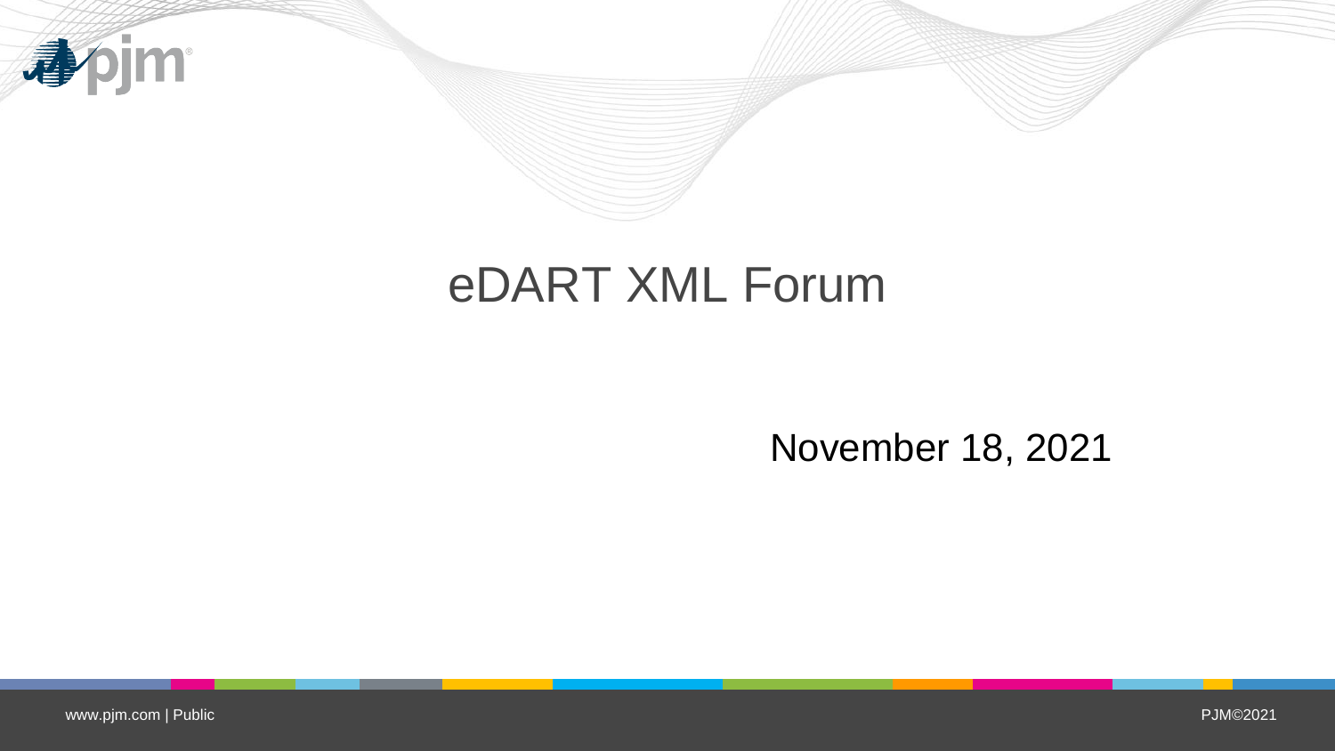# eDART XML Forum

November 18, 2021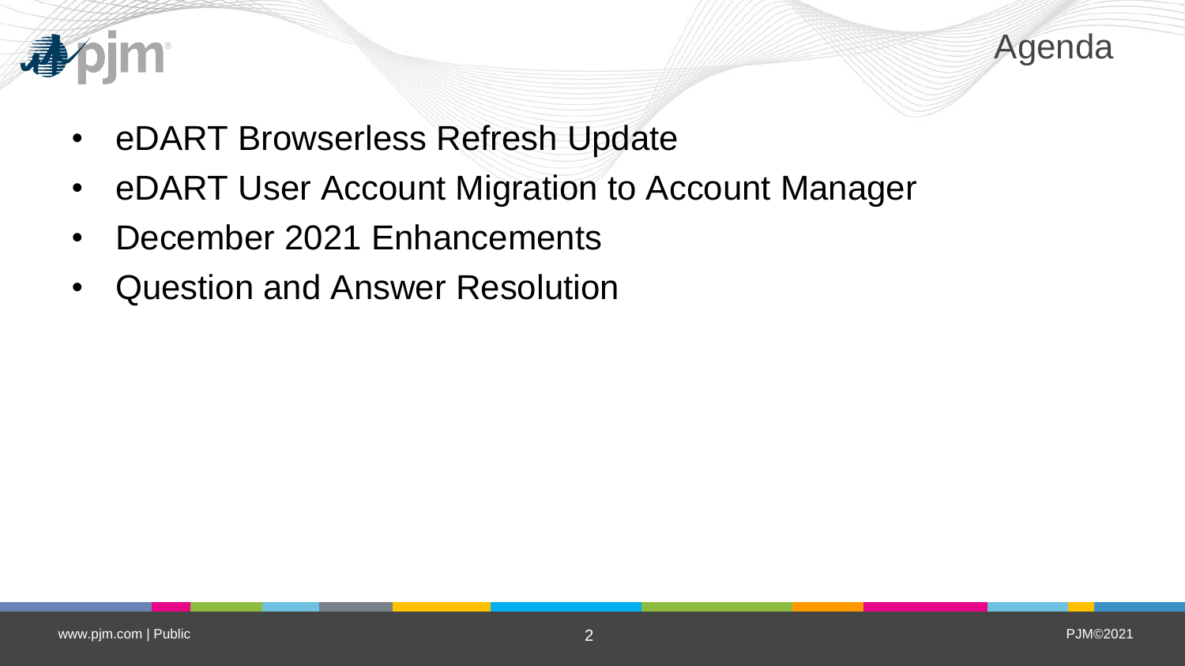# Agenda

- eDART Browserless Refresh Update
- eDART User Account Migration to Account Manager
- December 2021 Enhancements
- Question and Answer Resolution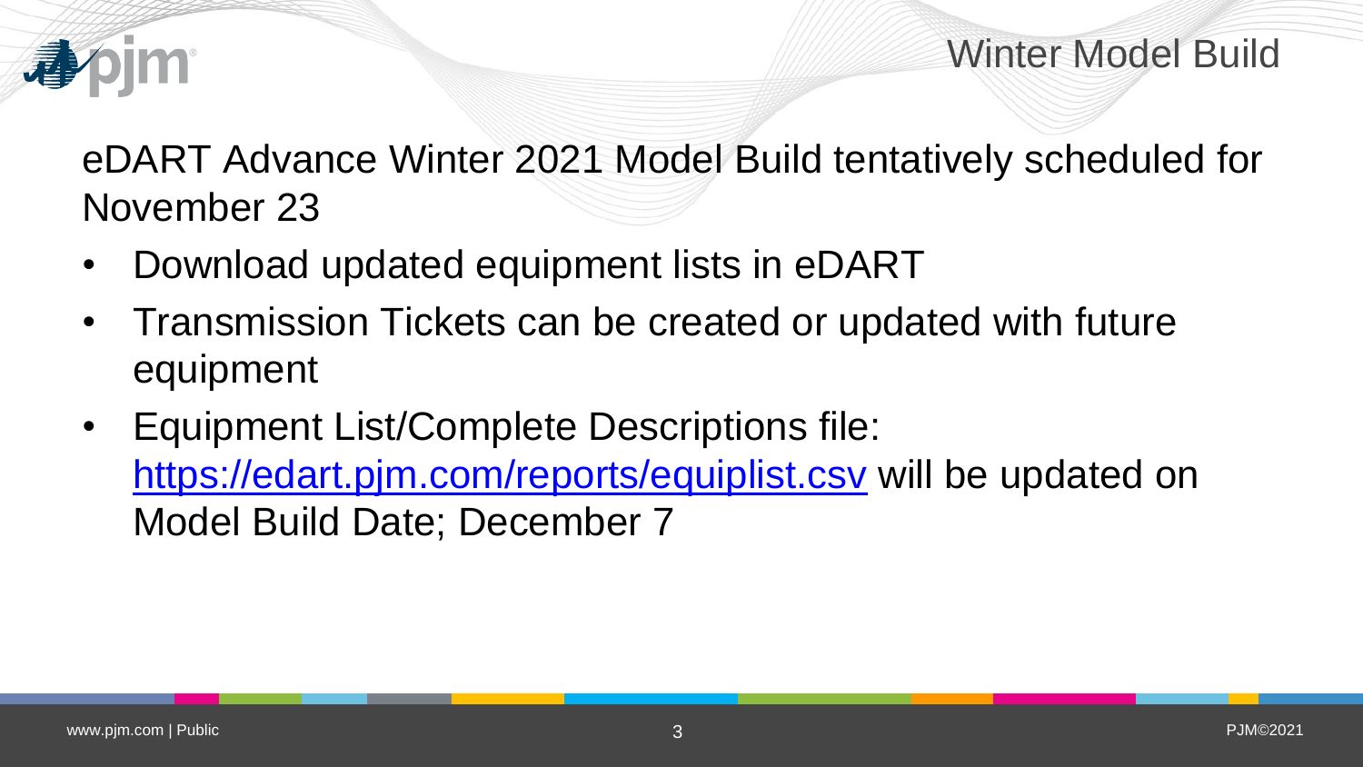# Winter Model Build

eDART Advance Winter 2021 Model Build tentatively scheduled for November 23

- Download updated equipment lists in eDART
- Transmission Tickets can be created or updated with future equipment
- Equipment List/Complete Descriptions file: https://edart.pjm.com/reports/equiplist.csv will be updated on Model Build Date; December 7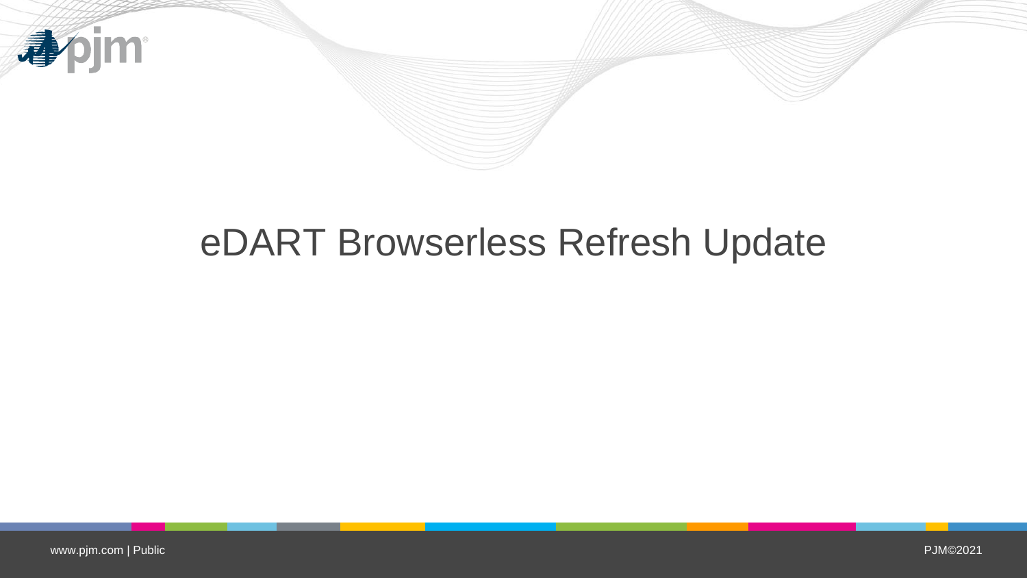# eDART Browserless Refresh Update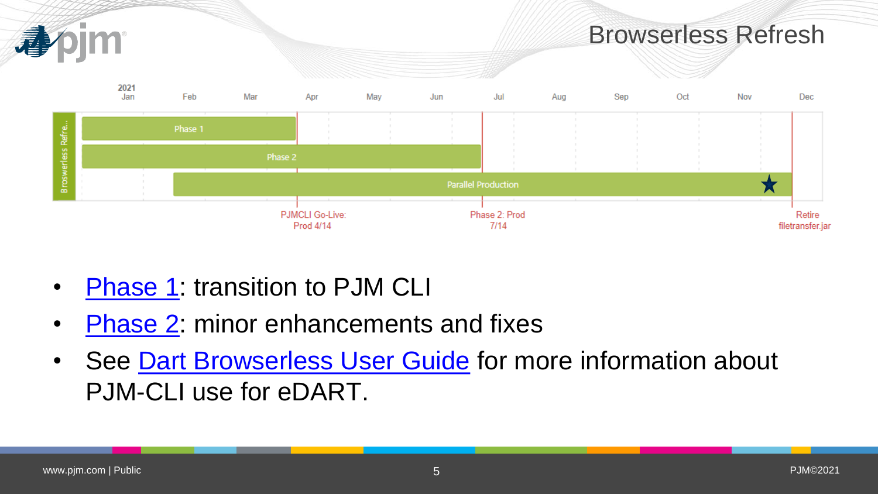# Browserless Refresh

2021

| | Jan | Feb | Mar | Apr | May | Jun | Jul | Aug | Sep | Oct | Nov | Dec |
|---|---|---|---|---|---|---|---|---|---|---|---|---|

Broswerless Refre...

- Phase 1
- Phase 2
- Parallel Production

PJMCLI Go-Live: Prod 4/14

Phase 2: Prod 7/14

Retire filetransfer.jar

- Phase 1: transition to PJM CLI
- Phase 2: minor enhancements and fixes
- See Dart Browserless User Guide for more information about PJM-CLI use for eDART.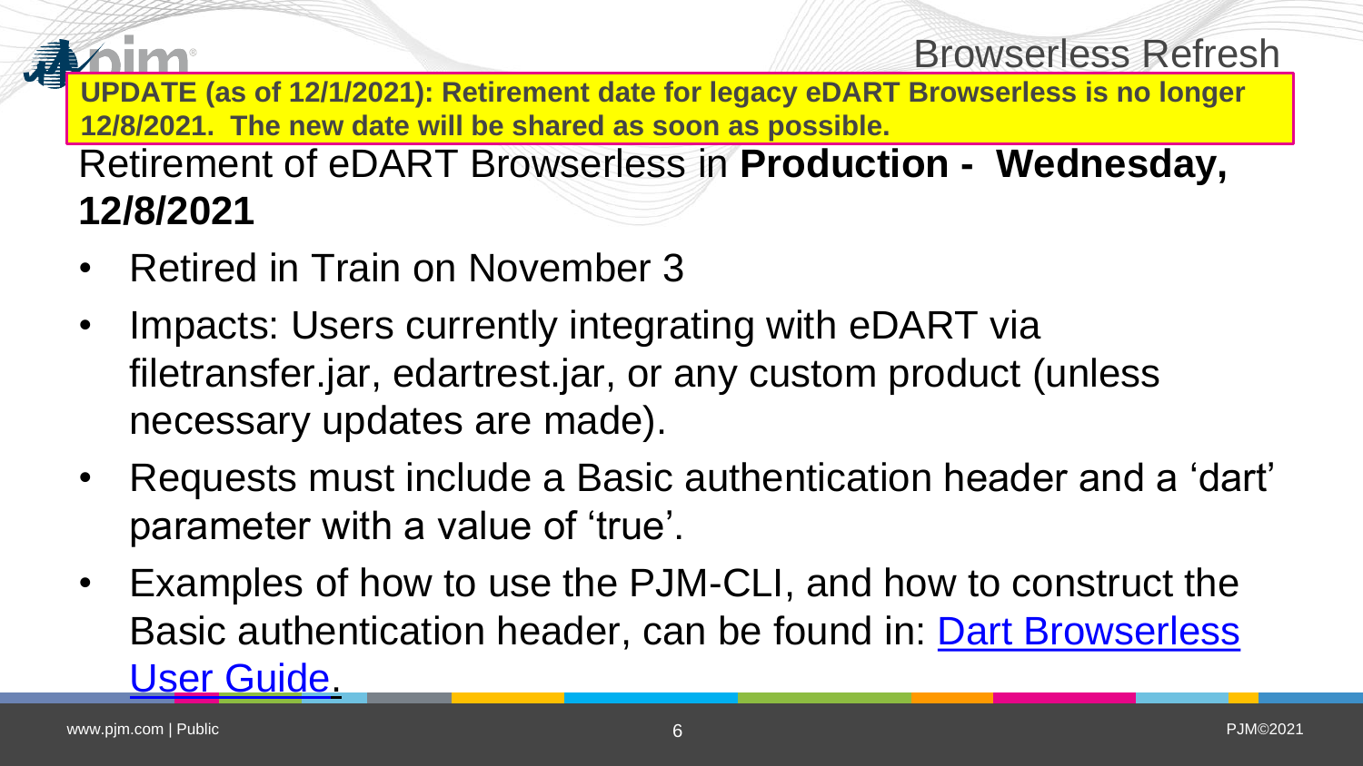# Browserless Refresh

**UPDATE (as of 12/1/2021): Retirement date for legacy eDART Browserless is no longer 12/8/2021. The new date will be shared as soon as possible.**

## Retirement of eDART Browserless in **Production - Wednesday, 12/8/2021**

- Retired in Train on November 3
- Impacts: Users currently integrating with eDART via filetransfer.jar, edartrest.jar, or any custom product (unless necessary updates are made).
- Requests must include a Basic authentication header and a 'dart' parameter with a value of 'true'.
- Examples of how to use the PJM-CLI, and how to construct the Basic authentication header, can be found in: Dart Browserless User Guide.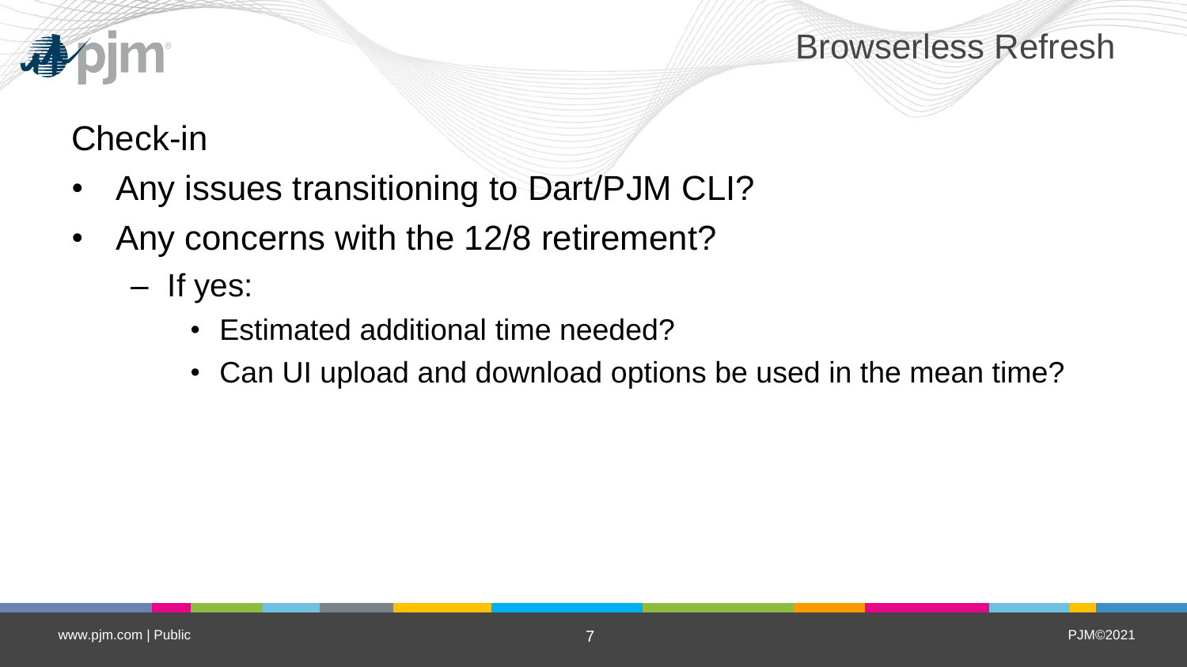# Browserless Refresh

## Check-in

- Any issues transitioning to Dart/PJM CLI?
- Any concerns with the 12/8 retirement?
  - If yes:
    - Estimated additional time needed?
    - Can UI upload and download options be used in the mean time?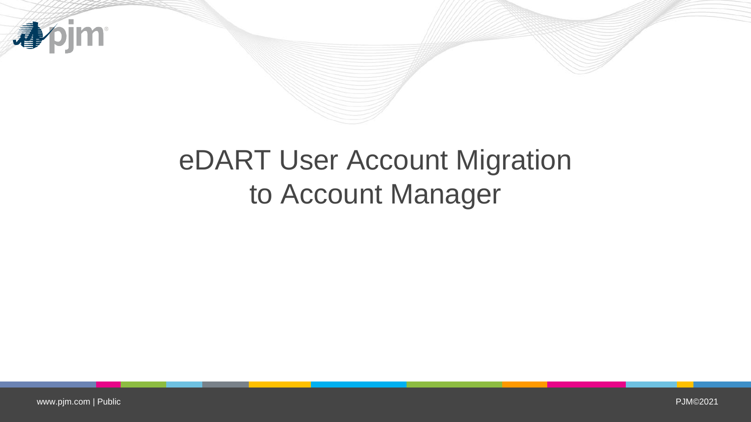# eDART User Account Migration to Account Manager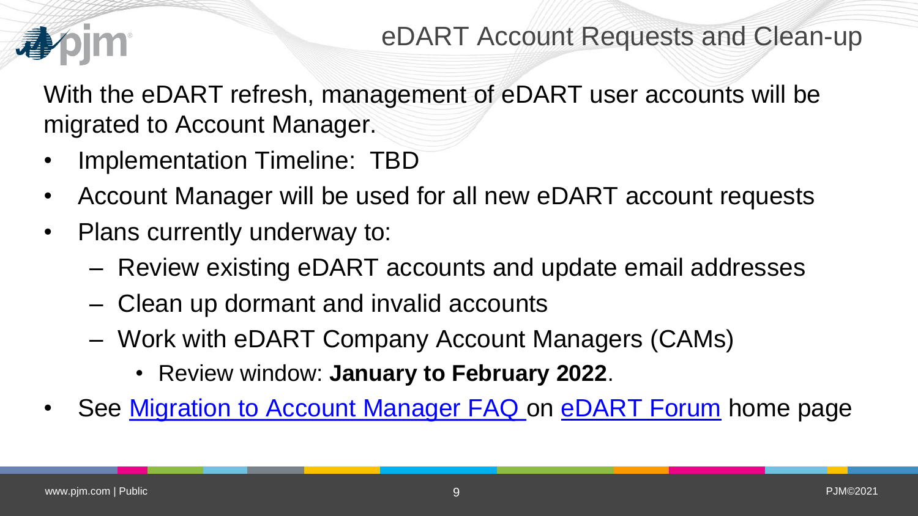# eDART Account Requests and Clean-up

With the eDART refresh, management of eDART user accounts will be migrated to Account Manager.

- Implementation Timeline: TBD
- Account Manager will be used for all new eDART account requests
- Plans currently underway to:
  - Review existing eDART accounts and update email addresses
  - Clean up dormant and invalid accounts
  - Work with eDART Company Account Managers (CAMs)
    - Review window: **January to February 2022**.
- See Migration to Account Manager FAQ on eDART Forum home page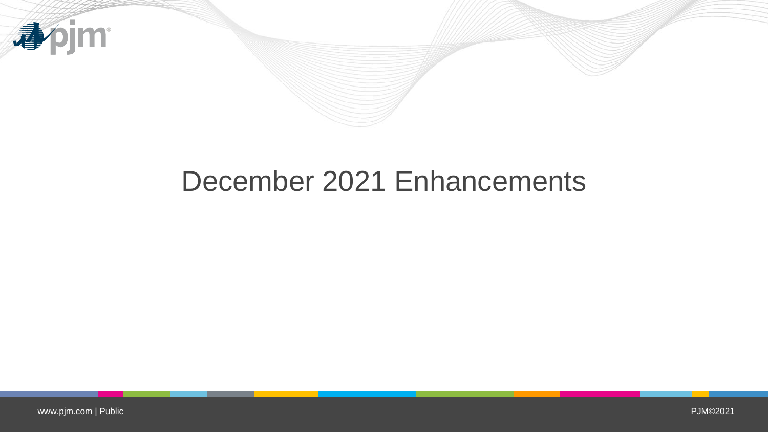# December 2021 Enhancements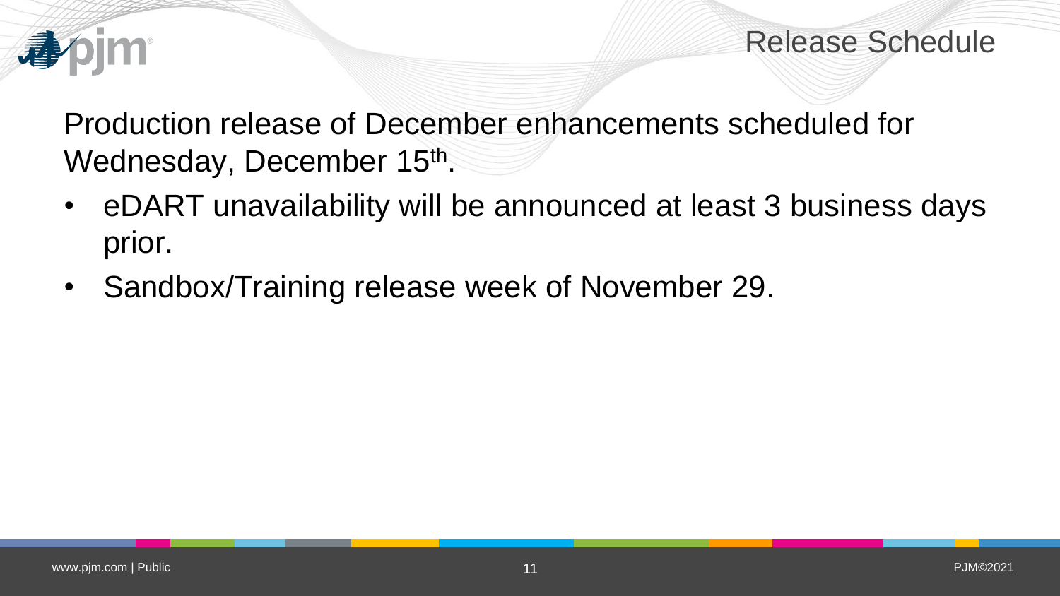# Release Schedule

Production release of December enhancements scheduled for Wednesday, December 15th.

- eDART unavailability will be announced at least 3 business days prior.
- Sandbox/Training release week of November 29.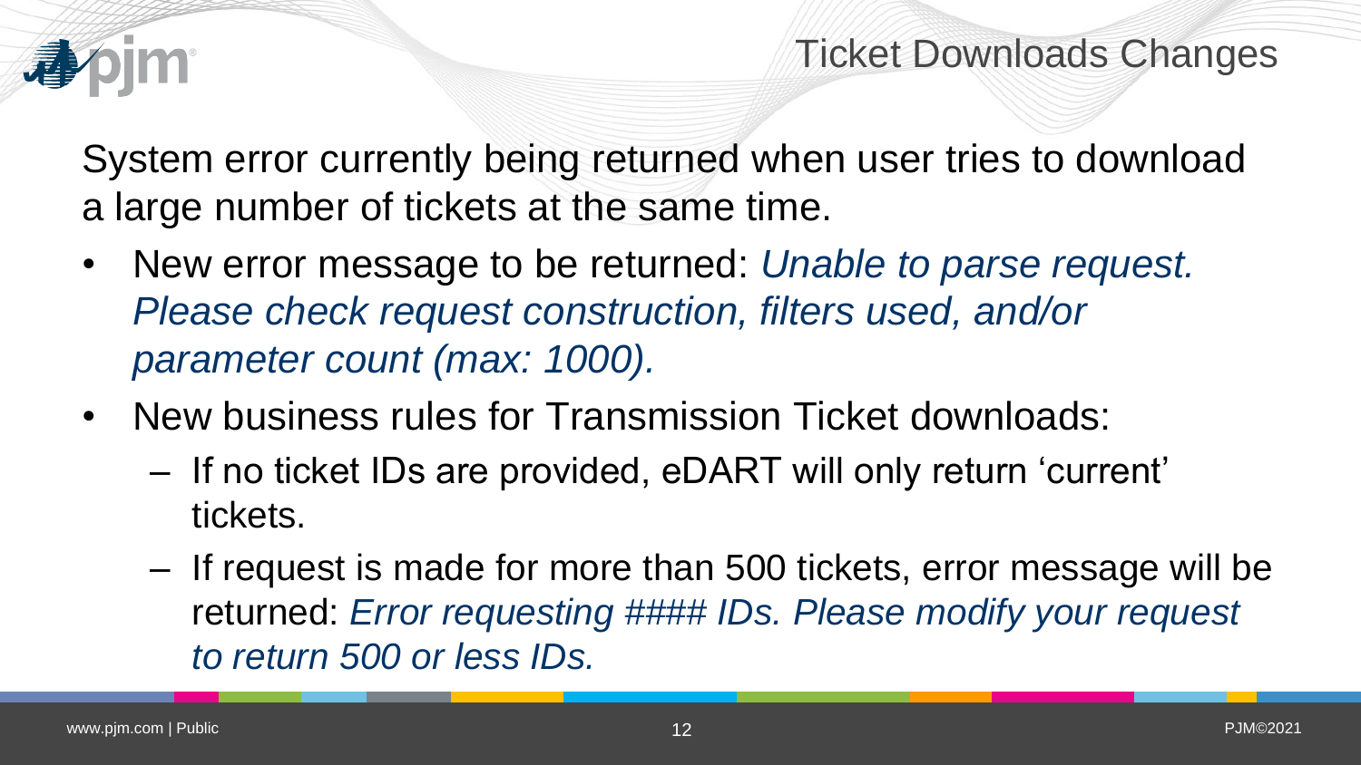# Ticket Downloads Changes

System error currently being returned when user tries to download a large number of tickets at the same time.

- New error message to be returned: *Unable to parse request. Please check request construction, filters used, and/or parameter count (max: 1000).*
- New business rules for Transmission Ticket downloads:
  - If no ticket IDs are provided, eDART will only return 'current' tickets.
  - If request is made for more than 500 tickets, error message will be returned: *Error requesting #### IDs. Please modify your request to return 500 or less IDs.*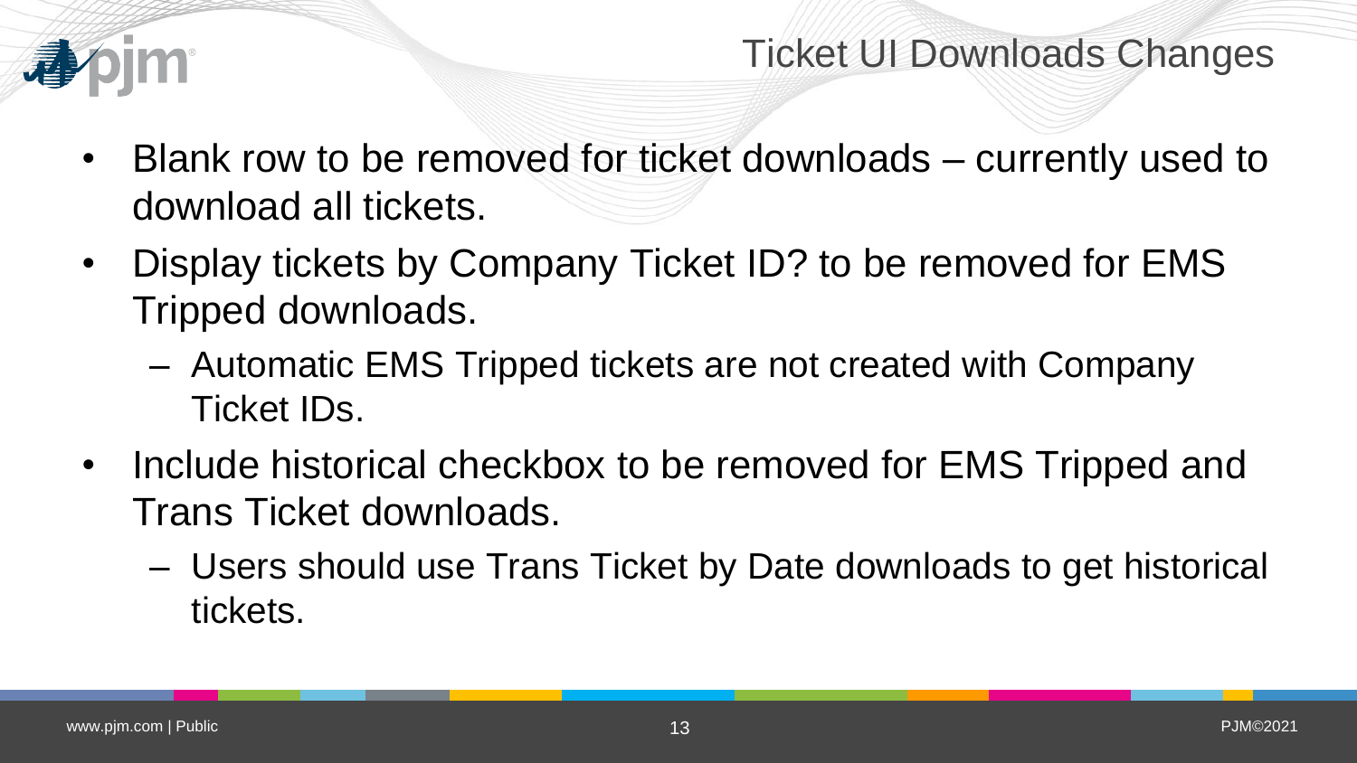# Ticket UI Downloads Changes

- Blank row to be removed for ticket downloads – currently used to download all tickets.
- Display tickets by Company Ticket ID? to be removed for EMS Tripped downloads.
  - Automatic EMS Tripped tickets are not created with Company Ticket IDs.
- Include historical checkbox to be removed for EMS Tripped and Trans Ticket downloads.
  - Users should use Trans Ticket by Date downloads to get historical tickets.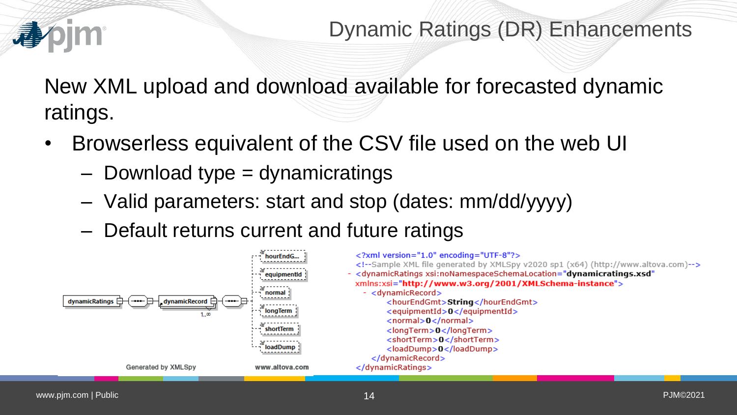# Dynamic Ratings (DR) Enhancements

New XML upload and download available for forecasted dynamic ratings.

- Browserless equivalent of the CSV file used on the web UI
  - Download type = dynamicratings
  - Valid parameters: start and stop (dates: mm/dd/yyyy)
  - Default returns current and future ratings

dynamicRatings → dynamicRecord (1..∞) → hourEndG..., equipmentId, normal, longTerm, shortTerm, loadDump

Generated by XMLSpy www.altova.com

```xml
<?xml version="1.0" encoding="UTF-8"?>
<!--Sample XML file generated by XMLSpy v2020 sp1 (x64) (http://www.altova.com)-->
- <dynamicRatings xsi:noNamespaceSchemaLocation="dynamicratings.xsd"
xmlns:xsi="http://www.w3.org/2001/XMLSchema-instance">
  - <dynamicRecord>
      <hourEndGmt>String</hourEndGmt>
      <equipmentId>0</equipmentId>
      <normal>0</normal>
      <longTerm>0</longTerm>
      <shortTerm>0</shortTerm>
      <loadDump>0</loadDump>
    </dynamicRecord>
</dynamicRatings>
```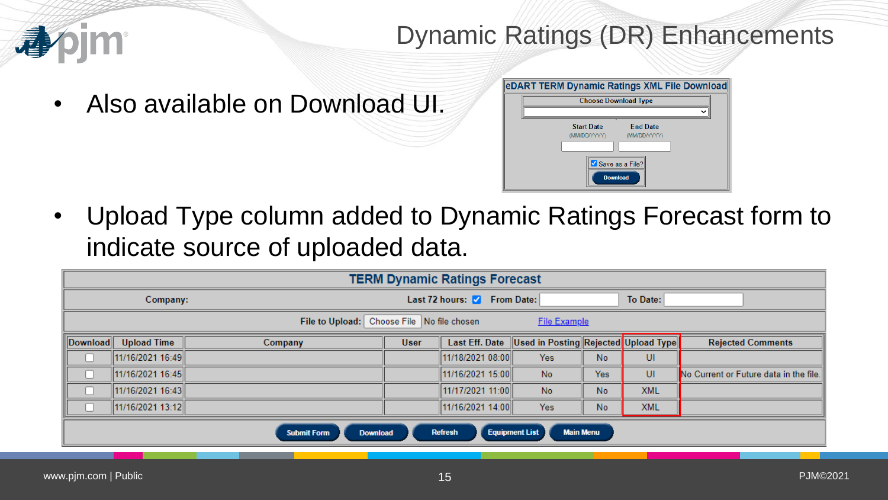# Dynamic Ratings (DR) Enhancements

- Also available on Download UI.

**eDART TERM Dynamic Ratings XML File Download**

Choose Download Type

Start Date (MM/DD/YYYY) | End Date (MM/DD/YYYY)

☑ Save as a File?

Download

- Upload Type column added to Dynamic Ratings Forecast form to indicate source of uploaded data.

**TERM Dynamic Ratings Forecast**

Company: | Last 72 hours: ☑ | From Date: | To Date:

File to Upload: Choose File No file chosen | File Example

| Download | Upload Time | Company | User | Last Eff. Date | Used in Posting | Rejected | Upload Type | Rejected Comments |
|---|---|---|---|---|---|---|---|---|
| ☐ | 11/16/2021 16:49 | | | 11/18/2021 08:00 | Yes | No | UI | |
| ☐ | 11/16/2021 16:45 | | | 11/16/2021 15:00 | No | Yes | UI | No Current or Future data in the file. |
| ☐ | 11/16/2021 16:43 | | | 11/17/2021 11:00 | No | No | XML | |
| ☐ | 11/16/2021 13:12 | | | 11/16/2021 14:00 | Yes | No | XML | |

Submit Form | Download | Refresh | Equipment List | Main Menu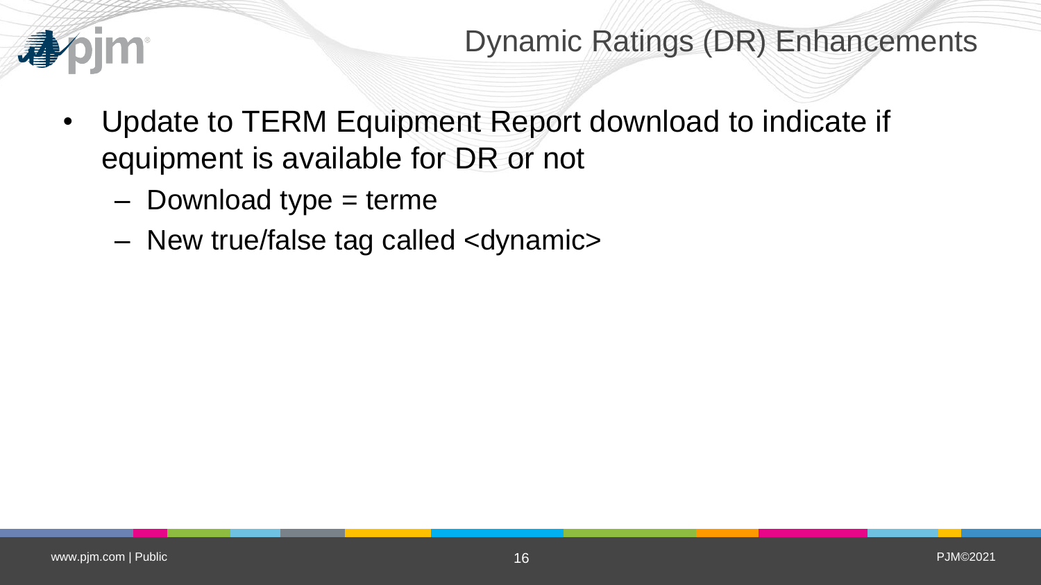# Dynamic Ratings (DR) Enhancements

- Update to TERM Equipment Report download to indicate if equipment is available for DR or not
  - Download type = terme
  - New true/false tag called <dynamic>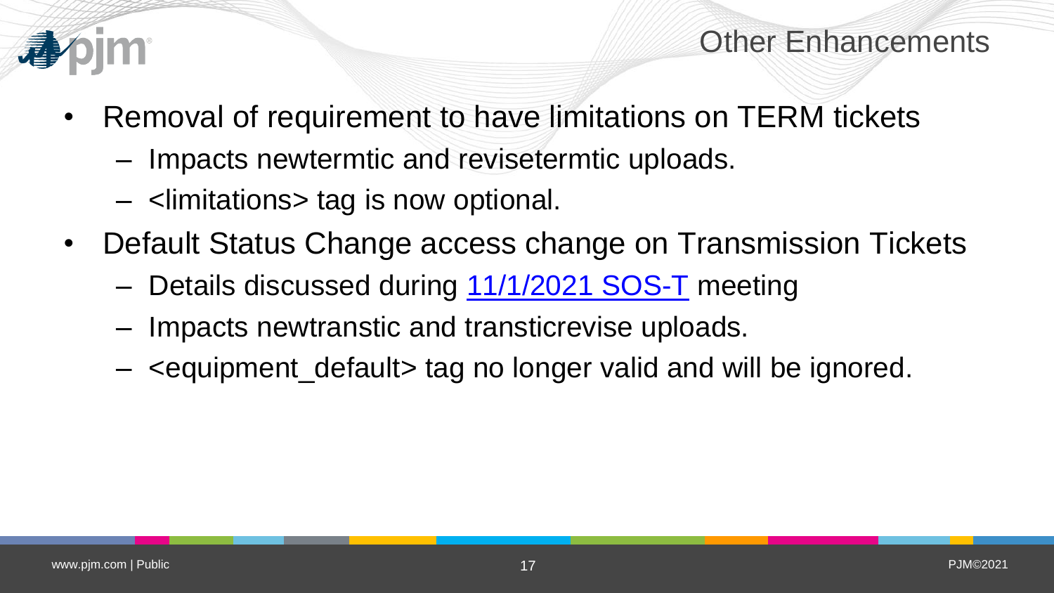# Other Enhancements

- Removal of requirement to have limitations on TERM tickets
  - Impacts newtermtic and revisetermtic uploads.
  - <limitations> tag is now optional.
- Default Status Change access change on Transmission Tickets
  - Details discussed during 11/1/2021 SOS-T meeting
  - Impacts newtranstic and transticrevise uploads.
  - <equipment_default> tag no longer valid and will be ignored.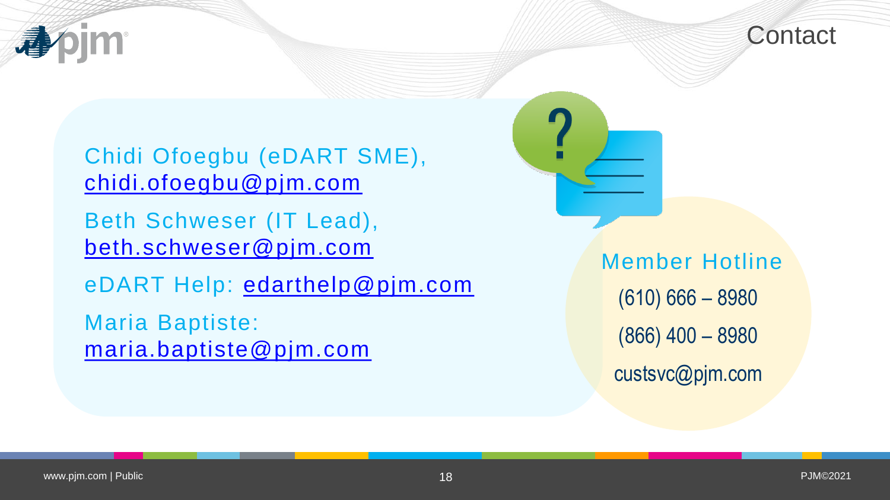# Contact

Chidi Ofoegbu (eDART SME), chidi.ofoegbu@pjm.com

Beth Schweser (IT Lead), beth.schweser@pjm.com

eDART Help: edarthelp@pjm.com

Maria Baptiste: maria.baptiste@pjm.com

Member Hotline

(610) 666 – 8980

(866) 400 – 8980

custsvc@pjm.com